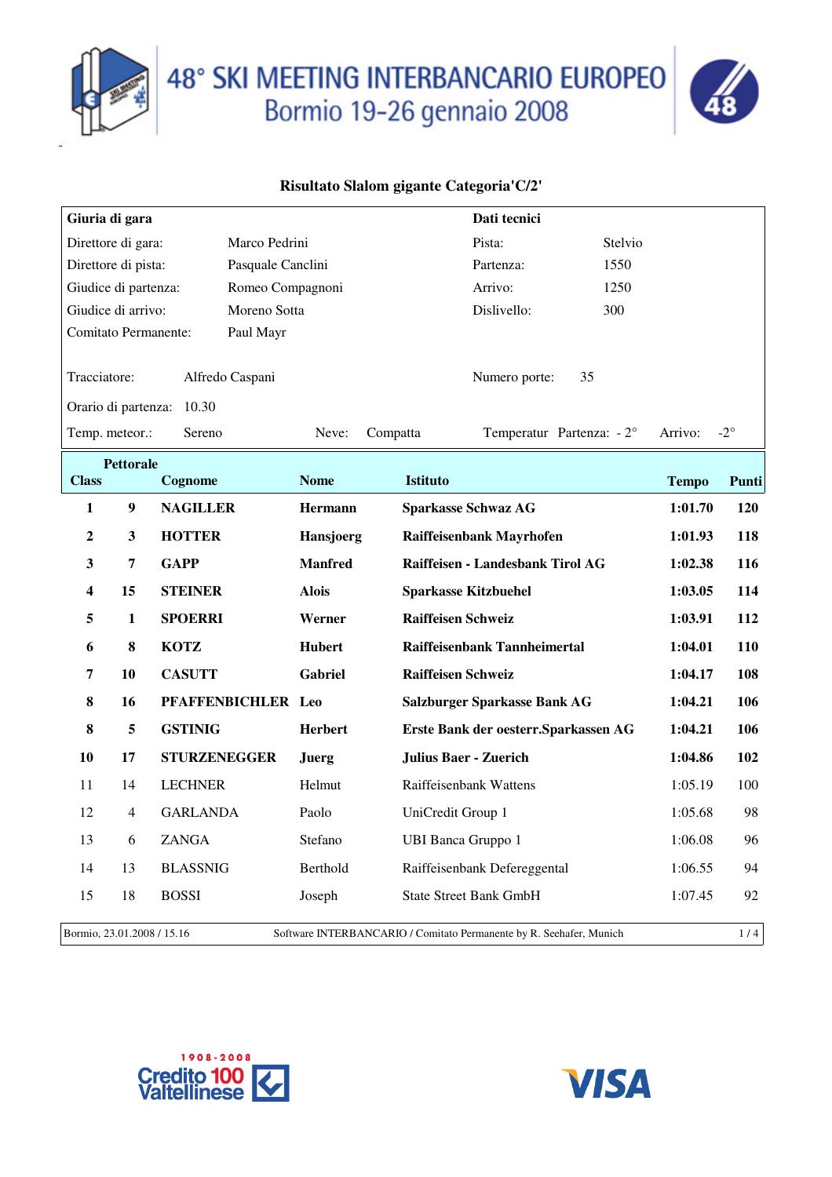# 48° SKI MEETING INTERBANCARIO EUROPEO
## Bormio 19-26 gennaio 2008

### Risultato Slalom gigante Categoria'C/2'

| **Giuria di gara** | | **Dati tecnici** | |
|---|---|---|---|
| Direttore di gara: | Marco Pedrini | Pista: | Stelvio |
| Direttore di pista: | Pasquale Canclini | Partenza: | 1550 |
| Giudice di partenza: | Romeo Compagnoni | Arrivo: | 1250 |
| Giudice di arrivo: | Moreno Sotta | Dislivello: | 300 |
| Comitato Permanente: | Paul Mayr | | |

Tracciatore: Alfredo Caspani — Numero porte: 35

Orario di partenza: 10.30

Temp. meteor.: Sereno — Neve: Compatta — Temperatur Partenza: - 2° — Arrivo: -2°

| Class | Pettorale | Cognome | Nome | Istituto | Tempo | Punti |
|---|---|---|---|---|---|---|
| **1** | **9** | **NAGILLER** | **Hermann** | **Sparkasse Schwaz AG** | **1:01.70** | **120** |
| **2** | **3** | **HOTTER** | **Hansjoerg** | **Raiffeisenbank Mayrhofen** | **1:01.93** | **118** |
| **3** | **7** | **GAPP** | **Manfred** | **Raiffeisen - Landesbank Tirol AG** | **1:02.38** | **116** |
| **4** | **15** | **STEINER** | **Alois** | **Sparkasse Kitzbuehel** | **1:03.05** | **114** |
| **5** | **1** | **SPOERRI** | **Werner** | **Raiffeisen Schweiz** | **1:03.91** | **112** |
| **6** | **8** | **KOTZ** | **Hubert** | **Raiffeisenbank Tannheimertal** | **1:04.01** | **110** |
| **7** | **10** | **CASUTT** | **Gabriel** | **Raiffeisen Schweiz** | **1:04.17** | **108** |
| **8** | **16** | **PFAFFENBICHLER** | **Leo** | **Salzburger Sparkasse Bank AG** | **1:04.21** | **106** |
| **8** | **5** | **GSTINIG** | **Herbert** | **Erste Bank der oesterr.Sparkassen AG** | **1:04.21** | **106** |
| **10** | **17** | **STURZENEGGER** | **Juerg** | **Julius Baer - Zuerich** | **1:04.86** | **102** |
| 11 | 14 | LECHNER | Helmut | Raiffeisenbank Wattens | 1:05.19 | 100 |
| 12 | 4 | GARLANDA | Paolo | UniCredit Group 1 | 1:05.68 | 98 |
| 13 | 6 | ZANGA | Stefano | UBI Banca Gruppo 1 | 1:06.08 | 96 |
| 14 | 13 | BLASSNIG | Berthold | Raiffeisenbank Defereggental | 1:06.55 | 94 |
| 15 | 18 | BOSSI | Joseph | State Street Bank GmbH | 1:07.45 | 92 |

Bormio, 23.01.2008 / 15.16 — Software INTERBANCARIO / Comitato Permanente by R. Seehafer, Munich

1908-2008 Credito Valtellinese 100

VISA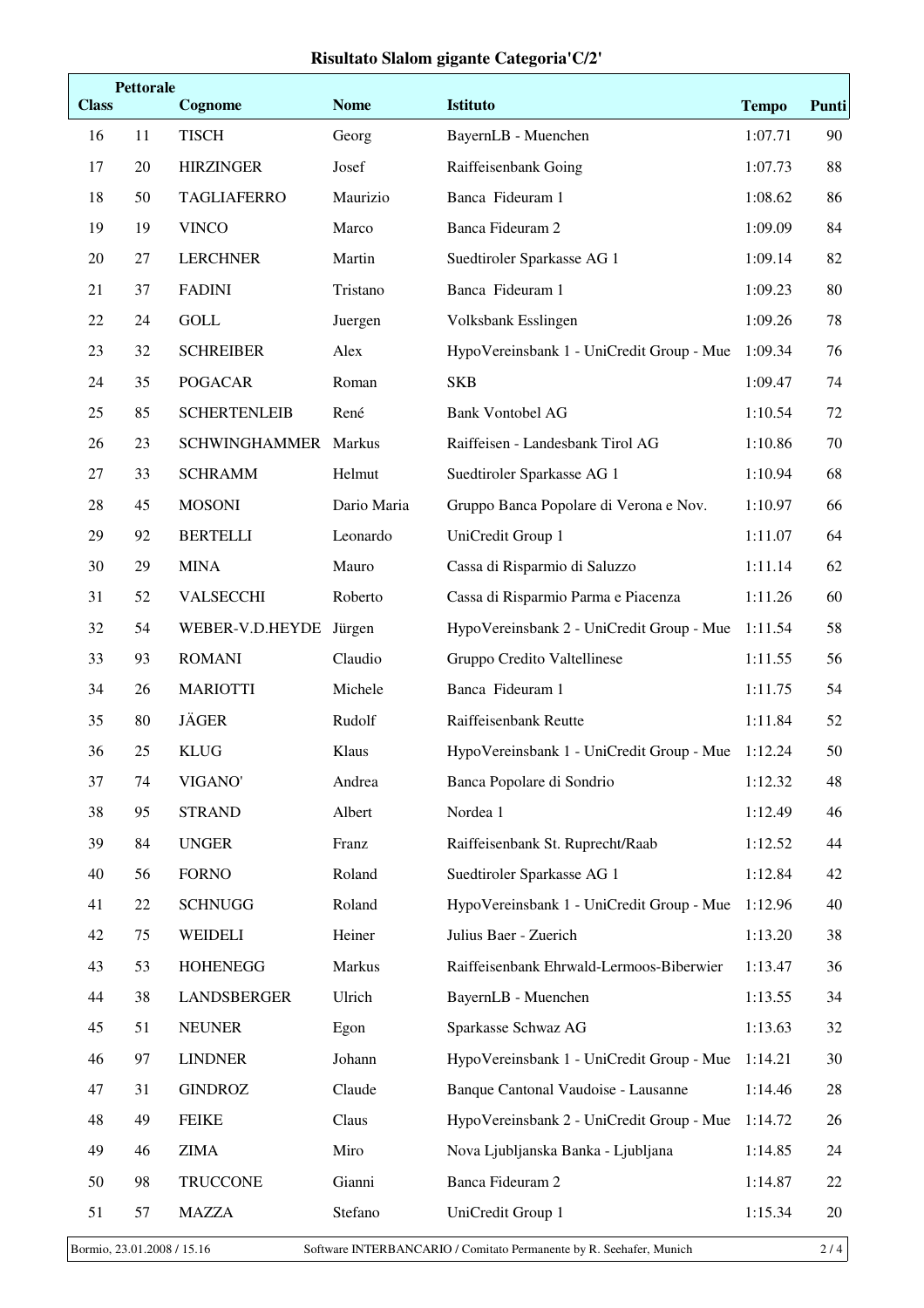## Risultato Slalom gigante Categoria'C/2'

| Class | Pettorale | Cognome | Nome | Istituto | Tempo | Punti |
|---|---|---|---|---|---|---|
| 16 | 11 | TISCH | Georg | BayernLB - Muenchen | 1:07.71 | 90 |
| 17 | 20 | HIRZINGER | Josef | Raiffeisenbank Going | 1:07.73 | 88 |
| 18 | 50 | TAGLIAFERRO | Maurizio | Banca Fideuram 1 | 1:08.62 | 86 |
| 19 | 19 | VINCO | Marco | Banca Fideuram 2 | 1:09.09 | 84 |
| 20 | 27 | LERCHNER | Martin | Suedtiroler Sparkasse AG 1 | 1:09.14 | 82 |
| 21 | 37 | FADINI | Tristano | Banca Fideuram 1 | 1:09.23 | 80 |
| 22 | 24 | GOLL | Juergen | Volksbank Esslingen | 1:09.26 | 78 |
| 23 | 32 | SCHREIBER | Alex | HypoVereinsbank 1 - UniCredit Group - Mue | 1:09.34 | 76 |
| 24 | 35 | POGACAR | Roman | SKB | 1:09.47 | 74 |
| 25 | 85 | SCHERTENLEIB | René | Bank Vontobel AG | 1:10.54 | 72 |
| 26 | 23 | SCHWINGHAMMER | Markus | Raiffeisen - Landesbank Tirol AG | 1:10.86 | 70 |
| 27 | 33 | SCHRAMM | Helmut | Suedtiroler Sparkasse AG 1 | 1:10.94 | 68 |
| 28 | 45 | MOSONI | Dario Maria | Gruppo Banca Popolare di Verona e Nov. | 1:10.97 | 66 |
| 29 | 92 | BERTELLI | Leonardo | UniCredit Group 1 | 1:11.07 | 64 |
| 30 | 29 | MINA | Mauro | Cassa di Risparmio di Saluzzo | 1:11.14 | 62 |
| 31 | 52 | VALSECCHI | Roberto | Cassa di Risparmio Parma e Piacenza | 1:11.26 | 60 |
| 32 | 54 | WEBER-V.D.HEYDE | Jürgen | HypoVereinsbank 2 - UniCredit Group - Mue | 1:11.54 | 58 |
| 33 | 93 | ROMANI | Claudio | Gruppo Credito Valtellinese | 1:11.55 | 56 |
| 34 | 26 | MARIOTTI | Michele | Banca Fideuram 1 | 1:11.75 | 54 |
| 35 | 80 | JÄGER | Rudolf | Raiffeisenbank Reutte | 1:11.84 | 52 |
| 36 | 25 | KLUG | Klaus | HypoVereinsbank 1 - UniCredit Group - Mue | 1:12.24 | 50 |
| 37 | 74 | VIGANO' | Andrea | Banca Popolare di Sondrio | 1:12.32 | 48 |
| 38 | 95 | STRAND | Albert | Nordea 1 | 1:12.49 | 46 |
| 39 | 84 | UNGER | Franz | Raiffeisenbank St. Ruprecht/Raab | 1:12.52 | 44 |
| 40 | 56 | FORNO | Roland | Suedtiroler Sparkasse AG 1 | 1:12.84 | 42 |
| 41 | 22 | SCHNUGG | Roland | HypoVereinsbank 1 - UniCredit Group - Mue | 1:12.96 | 40 |
| 42 | 75 | WEIDELI | Heiner | Julius Baer - Zuerich | 1:13.20 | 38 |
| 43 | 53 | HOHENEGG | Markus | Raiffeisenbank Ehrwald-Lermoos-Biberwier | 1:13.47 | 36 |
| 44 | 38 | LANDSBERGER | Ulrich | BayernLB - Muenchen | 1:13.55 | 34 |
| 45 | 51 | NEUNER | Egon | Sparkasse Schwaz AG | 1:13.63 | 32 |
| 46 | 97 | LINDNER | Johann | HypoVereinsbank 1 - UniCredit Group - Mue | 1:14.21 | 30 |
| 47 | 31 | GINDROZ | Claude | Banque Cantonal Vaudoise - Lausanne | 1:14.46 | 28 |
| 48 | 49 | FEIKE | Claus | HypoVereinsbank 2 - UniCredit Group - Mue | 1:14.72 | 26 |
| 49 | 46 | ZIMA | Miro | Nova Ljubljanska Banka - Ljubljana | 1:14.85 | 24 |
| 50 | 98 | TRUCCONE | Gianni | Banca Fideuram 2 | 1:14.87 | 22 |
| 51 | 57 | MAZZA | Stefano | UniCredit Group 1 | 1:15.34 | 20 |

Bormio, 23.01.2008 / 15.16 — Software INTERBANCARIO / Comitato Permanente by R. Seehafer, Munich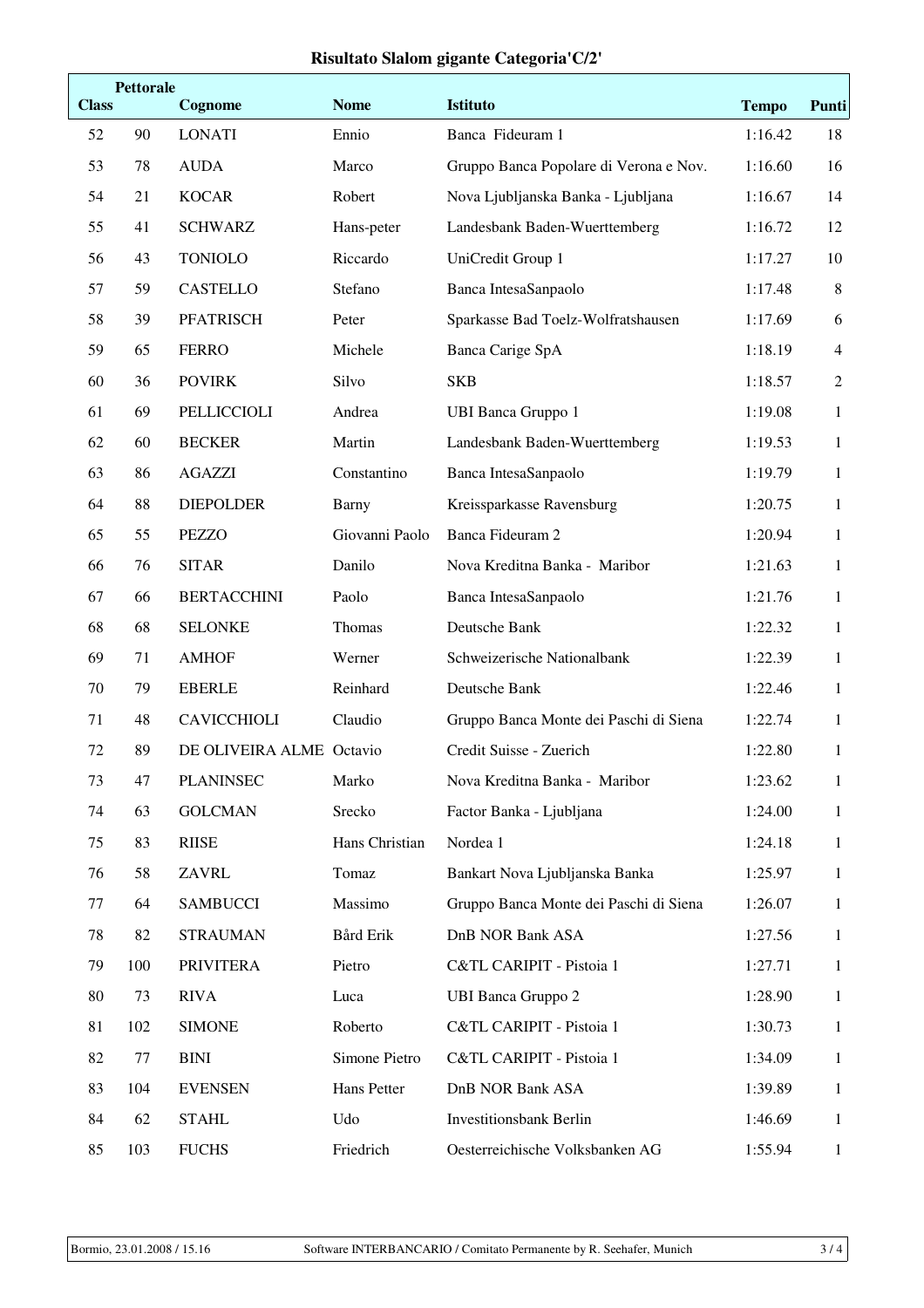# Risultato Slalom gigante Categoria'C/2'

| Class | Pettorale | Cognome | Nome | Istituto | Tempo | Punti |
|---|---|---|---|---|---|---|
| 52 | 90 | LONATI | Ennio | Banca Fideuram 1 | 1:16.42 | 18 |
| 53 | 78 | AUDA | Marco | Gruppo Banca Popolare di Verona e Nov. | 1:16.60 | 16 |
| 54 | 21 | KOCAR | Robert | Nova Ljubljanska Banka - Ljubljana | 1:16.67 | 14 |
| 55 | 41 | SCHWARZ | Hans-peter | Landesbank Baden-Wuerttemberg | 1:16.72 | 12 |
| 56 | 43 | TONIOLO | Riccardo | UniCredit Group 1 | 1:17.27 | 10 |
| 57 | 59 | CASTELLO | Stefano | Banca IntesaSanpaolo | 1:17.48 | 8 |
| 58 | 39 | PFATRISCH | Peter | Sparkasse Bad Toelz-Wolfratshausen | 1:17.69 | 6 |
| 59 | 65 | FERRO | Michele | Banca Carige SpA | 1:18.19 | 4 |
| 60 | 36 | POVIRK | Silvo | SKB | 1:18.57 | 2 |
| 61 | 69 | PELLICCIOLI | Andrea | UBI Banca Gruppo 1 | 1:19.08 | 1 |
| 62 | 60 | BECKER | Martin | Landesbank Baden-Wuerttemberg | 1:19.53 | 1 |
| 63 | 86 | AGAZZI | Constantino | Banca IntesaSanpaolo | 1:19.79 | 1 |
| 64 | 88 | DIEPOLDER | Barny | Kreissparkasse Ravensburg | 1:20.75 | 1 |
| 65 | 55 | PEZZO | Giovanni Paolo | Banca Fideuram 2 | 1:20.94 | 1 |
| 66 | 76 | SITAR | Danilo | Nova Kreditna Banka - Maribor | 1:21.63 | 1 |
| 67 | 66 | BERTACCHINI | Paolo | Banca IntesaSanpaolo | 1:21.76 | 1 |
| 68 | 68 | SELONKE | Thomas | Deutsche Bank | 1:22.32 | 1 |
| 69 | 71 | AMHOF | Werner | Schweizerische Nationalbank | 1:22.39 | 1 |
| 70 | 79 | EBERLE | Reinhard | Deutsche Bank | 1:22.46 | 1 |
| 71 | 48 | CAVICCHIOLI | Claudio | Gruppo Banca Monte dei Paschi di Siena | 1:22.74 | 1 |
| 72 | 89 | DE OLIVEIRA ALME | Octavio | Credit Suisse - Zuerich | 1:22.80 | 1 |
| 73 | 47 | PLANINSEC | Marko | Nova Kreditna Banka - Maribor | 1:23.62 | 1 |
| 74 | 63 | GOLCMAN | Srecko | Factor Banka - Ljubljana | 1:24.00 | 1 |
| 75 | 83 | RIISE | Hans Christian | Nordea 1 | 1:24.18 | 1 |
| 76 | 58 | ZAVRL | Tomaz | Bankart Nova Ljubljanska Banka | 1:25.97 | 1 |
| 77 | 64 | SAMBUCCI | Massimo | Gruppo Banca Monte dei Paschi di Siena | 1:26.07 | 1 |
| 78 | 82 | STRAUMAN | Bård Erik | DnB NOR Bank ASA | 1:27.56 | 1 |
| 79 | 100 | PRIVITERA | Pietro | C&TL CARIPIT - Pistoia 1 | 1:27.71 | 1 |
| 80 | 73 | RIVA | Luca | UBI Banca Gruppo 2 | 1:28.90 | 1 |
| 81 | 102 | SIMONE | Roberto | C&TL CARIPIT - Pistoia 1 | 1:30.73 | 1 |
| 82 | 77 | BINI | Simone Pietro | C&TL CARIPIT - Pistoia 1 | 1:34.09 | 1 |
| 83 | 104 | EVENSEN | Hans Petter | DnB NOR Bank ASA | 1:39.89 | 1 |
| 84 | 62 | STAHL | Udo | Investitionsbank Berlin | 1:46.69 | 1 |
| 85 | 103 | FUCHS | Friedrich | Oesterreichische Volksbanken AG | 1:55.94 | 1 |

Bormio, 23.01.2008 / 15.16 Software INTERBANCARIO / Comitato Permanente by R. Seehafer, Munich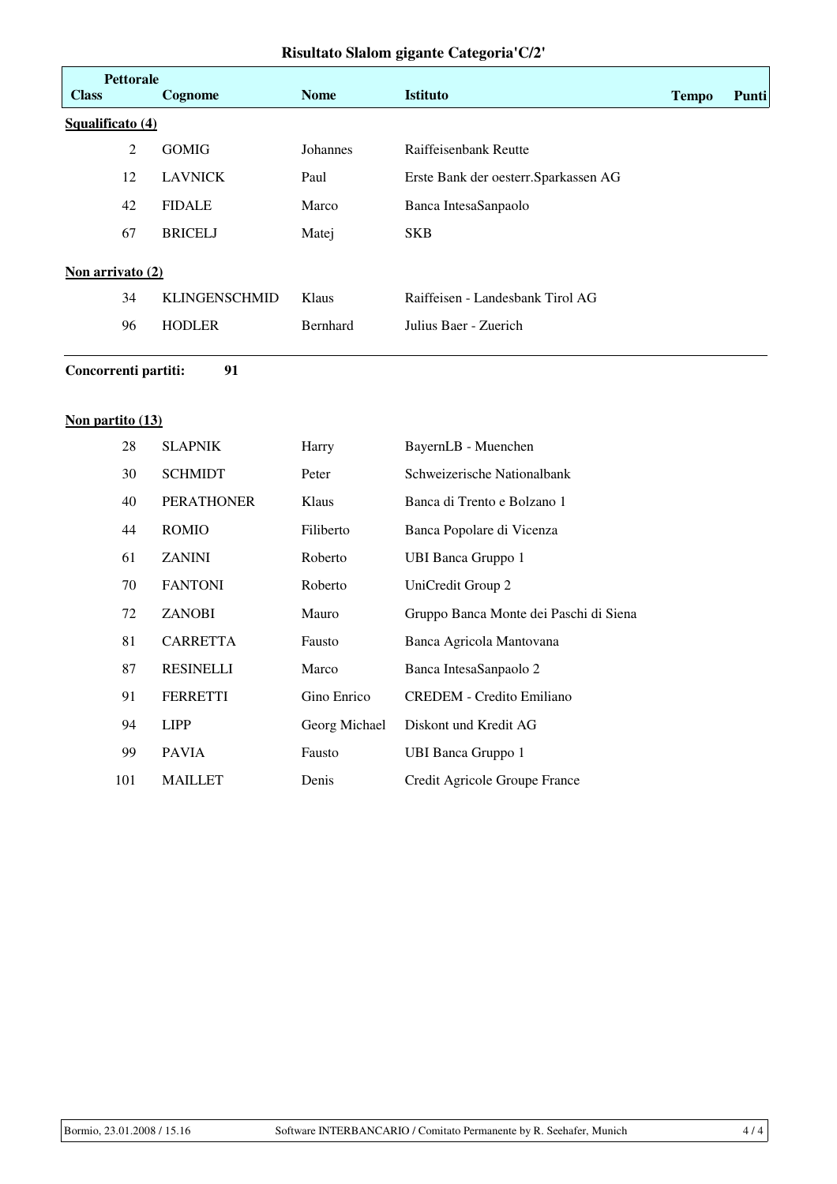## Risultato Slalom gigante Categoria'C/2'

| Class | Pettorale | Cognome | Nome | Istituto | Tempo | Punti |
|---|---|---|---|---|---|---|
| **Squalificato (4)** | | | | | | |
| | 2 | GOMIG | Johannes | Raiffeisenbank Reutte | | |
| | 12 | LAVNICK | Paul | Erste Bank der oesterr.Sparkassen AG | | |
| | 42 | FIDALE | Marco | Banca IntesaSanpaolo | | |
| | 67 | BRICELJ | Matej | SKB | | |
| **Non arrivato (2)** | | | | | | |
| | 34 | KLINGENSCHMID | Klaus | Raiffeisen - Landesbank Tirol AG | | |
| | 96 | HODLER | Bernhard | Julius Baer - Zuerich | | |

**Concorrenti partiti: 91**

**Non partito (13)**

| Pettorale | Cognome | Nome | Istituto |
|---|---|---|---|
| 28 | SLAPNIK | Harry | BayernLB - Muenchen |
| 30 | SCHMIDT | Peter | Schweizerische Nationalbank |
| 40 | PERATHONER | Klaus | Banca di Trento e Bolzano 1 |
| 44 | ROMIO | Filiberto | Banca Popolare di Vicenza |
| 61 | ZANINI | Roberto | UBI Banca Gruppo 1 |
| 70 | FANTONI | Roberto | UniCredit Group 2 |
| 72 | ZANOBI | Mauro | Gruppo Banca Monte dei Paschi di Siena |
| 81 | CARRETTA | Fausto | Banca Agricola Mantovana |
| 87 | RESINELLI | Marco | Banca IntesaSanpaolo 2 |
| 91 | FERRETTI | Gino Enrico | CREDEM - Credito Emiliano |
| 94 | LIPP | Georg Michael | Diskont und Kredit AG |
| 99 | PAVIA | Fausto | UBI Banca Gruppo 1 |
| 101 | MAILLET | Denis | Credit Agricole Groupe France |

Bormio, 23.01.2008 / 15.16 — Software INTERBANCARIO / Comitato Permanente by R. Seehafer, Munich